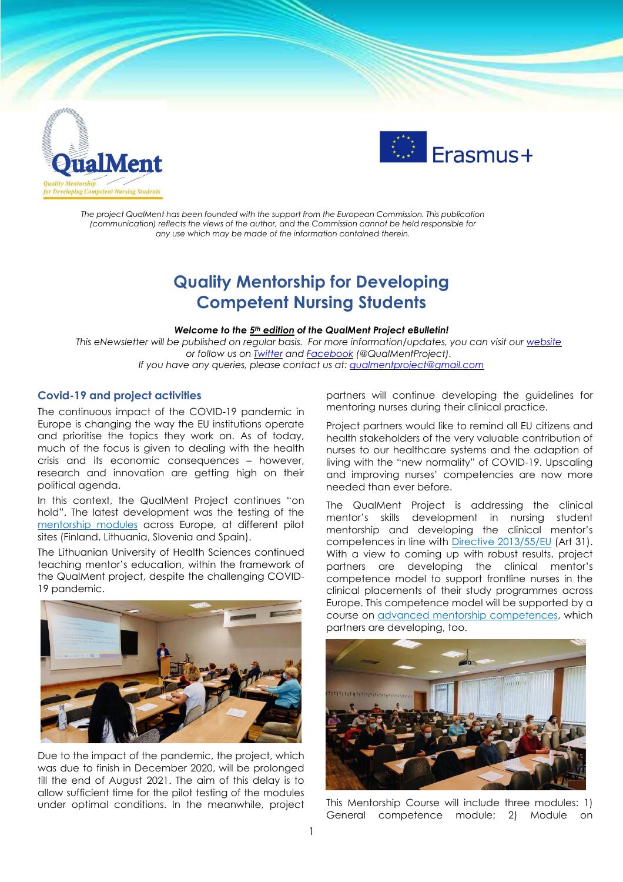*The project QualMent has been founded with the support from the European Commission. This publication (communication) reflects the views of the author, and the Commission cannot be held responsible for any use which may be made of the information contained therein.*

# Quality Mentorship for Developing Competent Nursing Students

***Welcome to the 5th edition of the QualMent Project eBulletin!***

*This eNewsletter will be published on regular basis. For more information/updates, you can visit our website or follow us on Twitter and Facebook (@QualMentProject).*

*If you have any queries, please contact us at: qualmentproject@gmail.com*

## Covid-19 and project activities

The continuous impact of the COVID-19 pandemic in Europe is changing the way the EU institutions operate and prioritise the topics they work on. As of today, much of the focus is given to dealing with the health crisis and its economic consequences – however, research and innovation are getting high on their political agenda.

In this context, the QualMent Project continues "on hold". The latest development was the testing of the mentorship modules across Europe, at different pilot sites (Finland, Lithuania, Slovenia and Spain).

The Lithuanian University of Health Sciences continued teaching mentor's education, within the framework of the QualMent project, despite the challenging COVID-19 pandemic.

Due to the impact of the pandemic, the project, which was due to finish in December 2020, will be prolonged till the end of August 2021. The aim of this delay is to allow sufficient time for the pilot testing of the modules under optimal conditions. In the meanwhile, project partners will continue developing the guidelines for mentoring nurses during their clinical practice.

Project partners would like to remind all EU citizens and health stakeholders of the very valuable contribution of nurses to our healthcare systems and the adaption of living with the "new normality" of COVID-19. Upscaling and improving nurses' competencies are now more needed than ever before.

The QualMent Project is addressing the clinical mentor's skills development in nursing student mentorship and developing the clinical mentor's competences in line with Directive 2013/55/EU (Art 31). With a view to coming up with robust results, project partners are developing the clinical mentor's competence model to support frontline nurses in the clinical placements of their study programmes across Europe. This competence model will be supported by a course on advanced mentorship competences, which partners are developing, too.

This Mentorship Course will include three modules: 1) General competence module; 2) Module on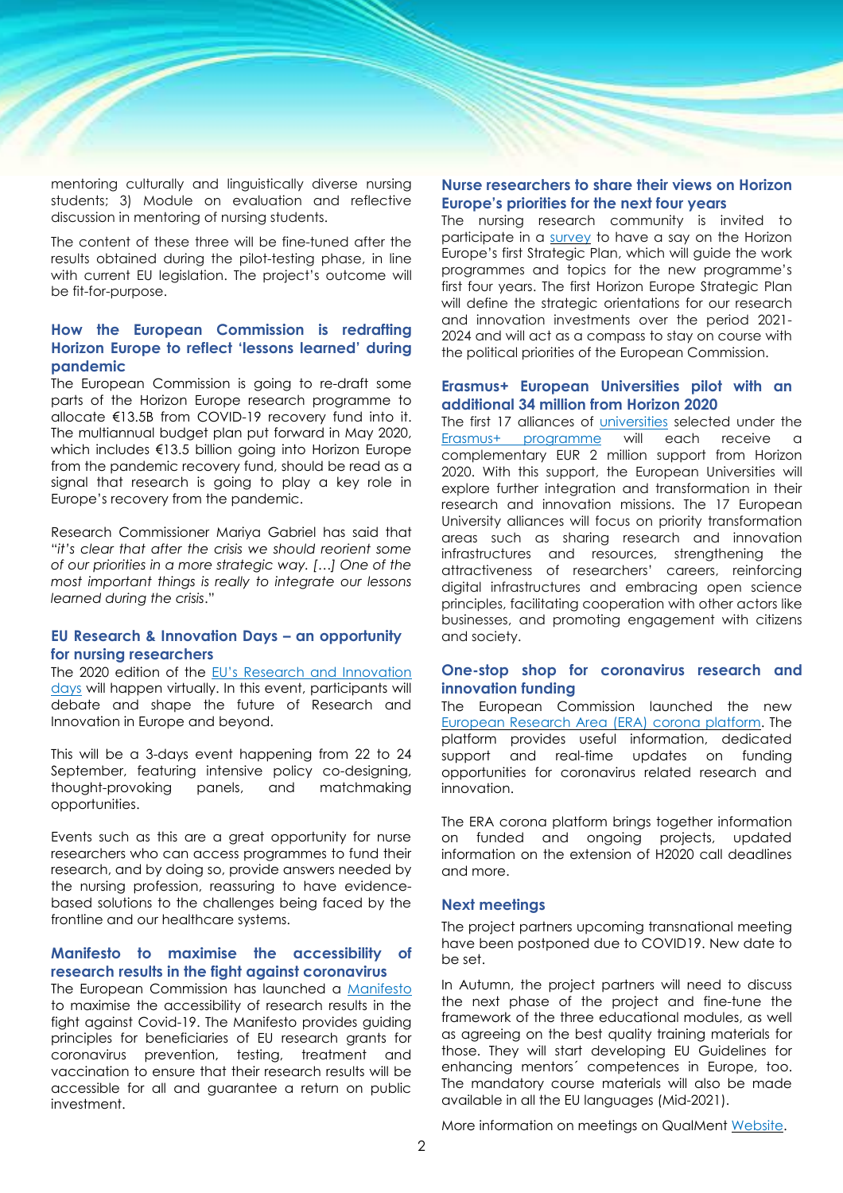mentoring culturally and linguistically diverse nursing students; 3) Module on evaluation and reflective discussion in mentoring of nursing students.

The content of these three will be fine-tuned after the results obtained during the pilot-testing phase, in line with current EU legislation. The project's outcome will be fit-for-purpose.

## How the European Commission is redrafting Horizon Europe to reflect 'lessons learned' during pandemic

The European Commission is going to re-draft some parts of the Horizon Europe research programme to allocate €13.5B from COVID-19 recovery fund into it. The multiannual budget plan put forward in May 2020, which includes €13.5 billion going into Horizon Europe from the pandemic recovery fund, should be read as a signal that research is going to play a key role in Europe's recovery from the pandemic.

Research Commissioner Mariya Gabriel has said that "*it's clear that after the crisis we should reorient some of our priorities in a more strategic way. […] One of the most important things is really to integrate our lessons learned during the crisis*."

## EU Research & Innovation Days – an opportunity for nursing researchers

The 2020 edition of the [EU's Research and Innovation days]() will happen virtually. In this event, participants will debate and shape the future of Research and Innovation in Europe and beyond.

This will be a 3-days event happening from 22 to 24 September, featuring intensive policy co-designing, thought-provoking panels, and matchmaking opportunities.

Events such as this are a great opportunity for nurse researchers who can access programmes to fund their research, and by doing so, provide answers needed by the nursing profession, reassuring to have evidence-based solutions to the challenges being faced by the frontline and our healthcare systems.

## Manifesto to maximise the accessibility of research results in the fight against coronavirus

The European Commission has launched a [Manifesto]() to maximise the accessibility of research results in the fight against Covid-19. The Manifesto provides guiding principles for beneficiaries of EU research grants for coronavirus prevention, testing, treatment and vaccination to ensure that their research results will be accessible for all and guarantee a return on public investment.

## Nurse researchers to share their views on Horizon Europe's priorities for the next four years

The nursing research community is invited to participate in a [survey]() to have a say on the Horizon Europe's first Strategic Plan, which will guide the work programmes and topics for the new programme's first four years. The first Horizon Europe Strategic Plan will define the strategic orientations for our research and innovation investments over the period 2021-2024 and will act as a compass to stay on course with the political priorities of the European Commission.

## Erasmus+ European Universities pilot with an additional 34 million from Horizon 2020

The first 17 alliances of [universities]() selected under the [Erasmus+ programme]() will each receive a complementary EUR 2 million support from Horizon 2020. With this support, the European Universities will explore further integration and transformation in their research and innovation missions. The 17 European University alliances will focus on priority transformation areas such as sharing research and innovation infrastructures and resources, strengthening the attractiveness of researchers' careers, reinforcing digital infrastructures and embracing open science principles, facilitating cooperation with other actors like businesses, and promoting engagement with citizens and society.

## One-stop shop for coronavirus research and innovation funding

The European Commission launched the new [European Research Area (ERA) corona platform](). The platform provides useful information, dedicated support and real-time updates on funding opportunities for coronavirus related research and innovation.

The ERA corona platform brings together information on funded and ongoing projects, updated information on the extension of H2020 call deadlines and more.

## Next meetings

The project partners upcoming transnational meeting have been postponed due to COVID19. New date to be set.

In Autumn, the project partners will need to discuss the next phase of the project and fine-tune the framework of the three educational modules, as well as agreeing on the best quality training materials for those. They will start developing EU Guidelines for enhancing mentors´ competences in Europe, too. The mandatory course materials will also be made available in all the EU languages (Mid-2021).

More information on meetings on QualMent [Website]().